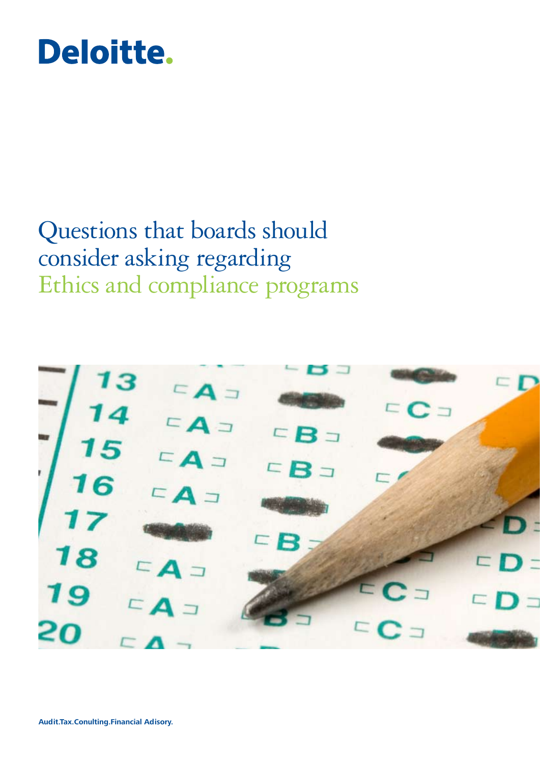Deloitte.

# Questions that boards should consider asking regarding Ethics and compliance programs

Audit.Tax.Conulting.Financial Adisory.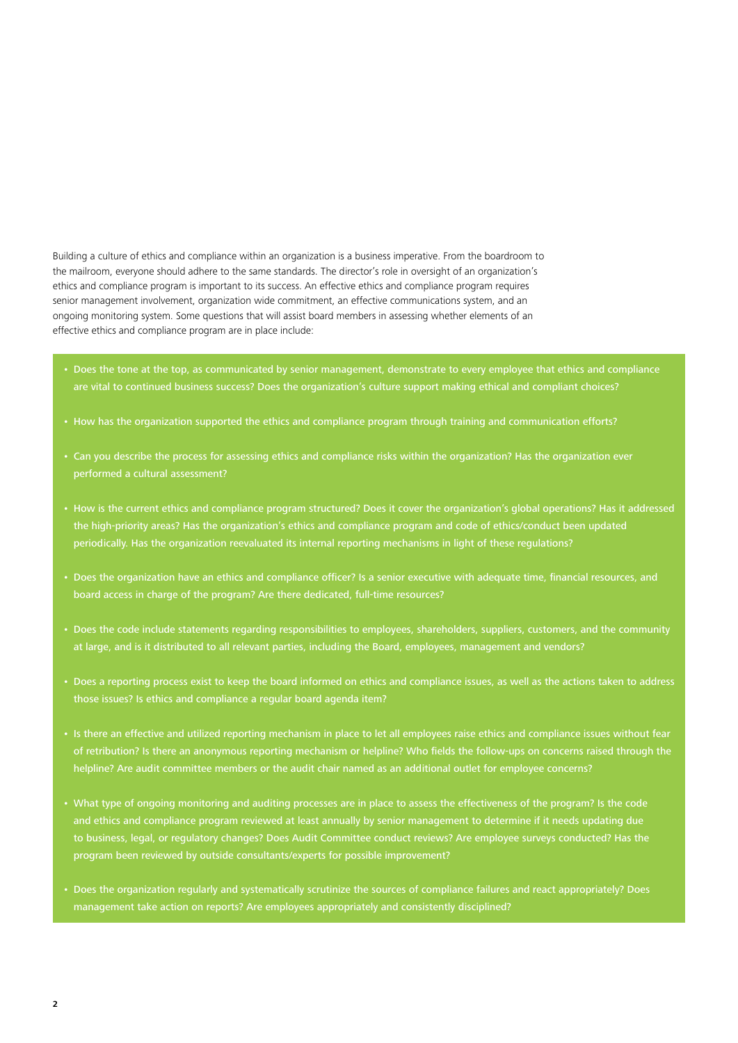Building a culture of ethics and compliance within an organization is a business imperative. From the boardroom to the mailroom, everyone should adhere to the same standards. The director's role in oversight of an organization's ethics and compliance program is important to its success. An effective ethics and compliance program requires senior management involvement, organization wide commitment, an effective communications system, and an ongoing monitoring system. Some questions that will assist board members in assessing whether elements of an effective ethics and compliance program are in place include:

- Does the tone at the top, as communicated by senior management, demonstrate to every employee that ethics and compliance are vital to continued business success? Does the organization's culture support making ethical and compliant choices?
- How has the organization supported the ethics and compliance program through training and communication efforts?
- Can you describe the process for assessing ethics and compliance risks within the organization? Has the organization ever performed a cultural assessment?
- How is the current ethics and compliance program structured? Does it cover the organization's global operations? Has it addressed the high-priority areas? Has the organization's ethics and compliance program and code of ethics/conduct been updated periodically. Has the organization reevaluated its internal reporting mechanisms in light of these regulations?
- Does the organization have an ethics and compliance officer? Is a senior executive with adequate time, financial resources, and board access in charge of the program? Are there dedicated, full-time resources?
- Does the code include statements regarding responsibilities to employees, shareholders, suppliers, customers, and the community at large, and is it distributed to all relevant parties, including the Board, employees, management and vendors?
- Does a reporting process exist to keep the board informed on ethics and compliance issues, as well as the actions taken to address those issues? Is ethics and compliance a regular board agenda item?
- Is there an effective and utilized reporting mechanism in place to let all employees raise ethics and compliance issues without fear of retribution? Is there an anonymous reporting mechanism or helpline? Who fields the follow-ups on concerns raised through the helpline? Are audit committee members or the audit chair named as an additional outlet for employee concerns?
- What type of ongoing monitoring and auditing processes are in place to assess the effectiveness of the program? Is the code and ethics and compliance program reviewed at least annually by senior management to determine if it needs updating due to business, legal, or regulatory changes? Does Audit Committee conduct reviews? Are employee surveys conducted? Has the program been reviewed by outside consultants/experts for possible improvement?
- Does the organization regularly and systematically scrutinize the sources of compliance failures and react appropriately? Does management take action on reports? Are employees appropriately and consistently disciplined?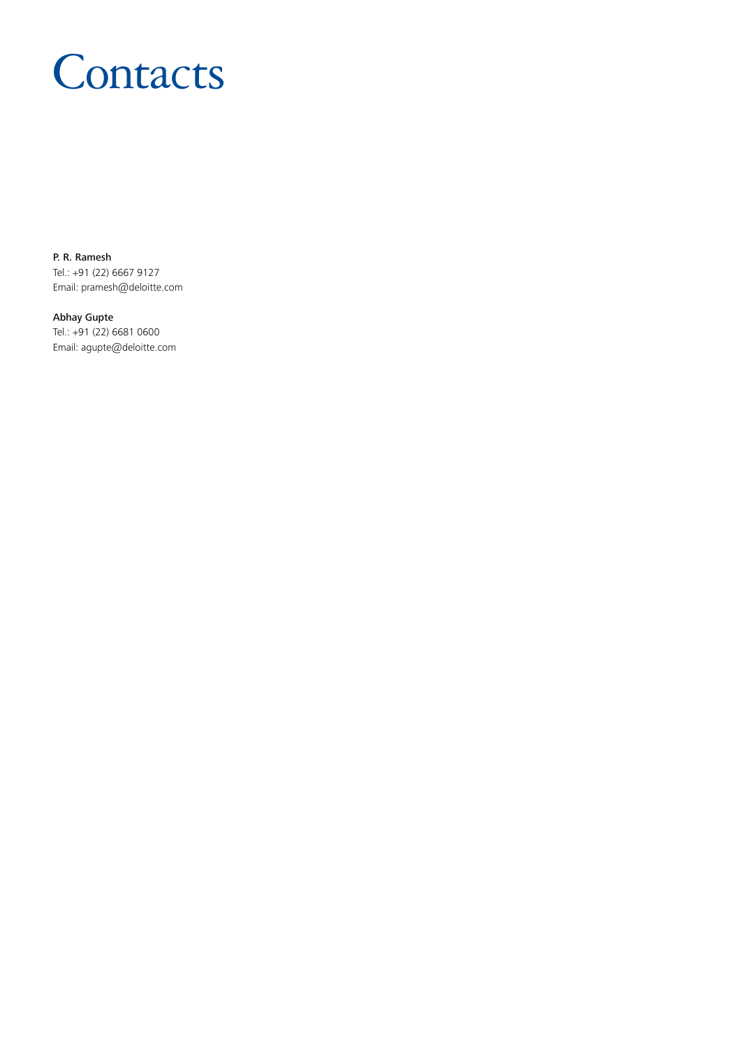# Contacts

**P. R. Ramesh**
Tel.: +91 (22) 6667 9127
Email: pramesh@deloitte.com

**Abhay Gupte**
Tel.: +91 (22) 6681 0600
Email: agupte@deloitte.com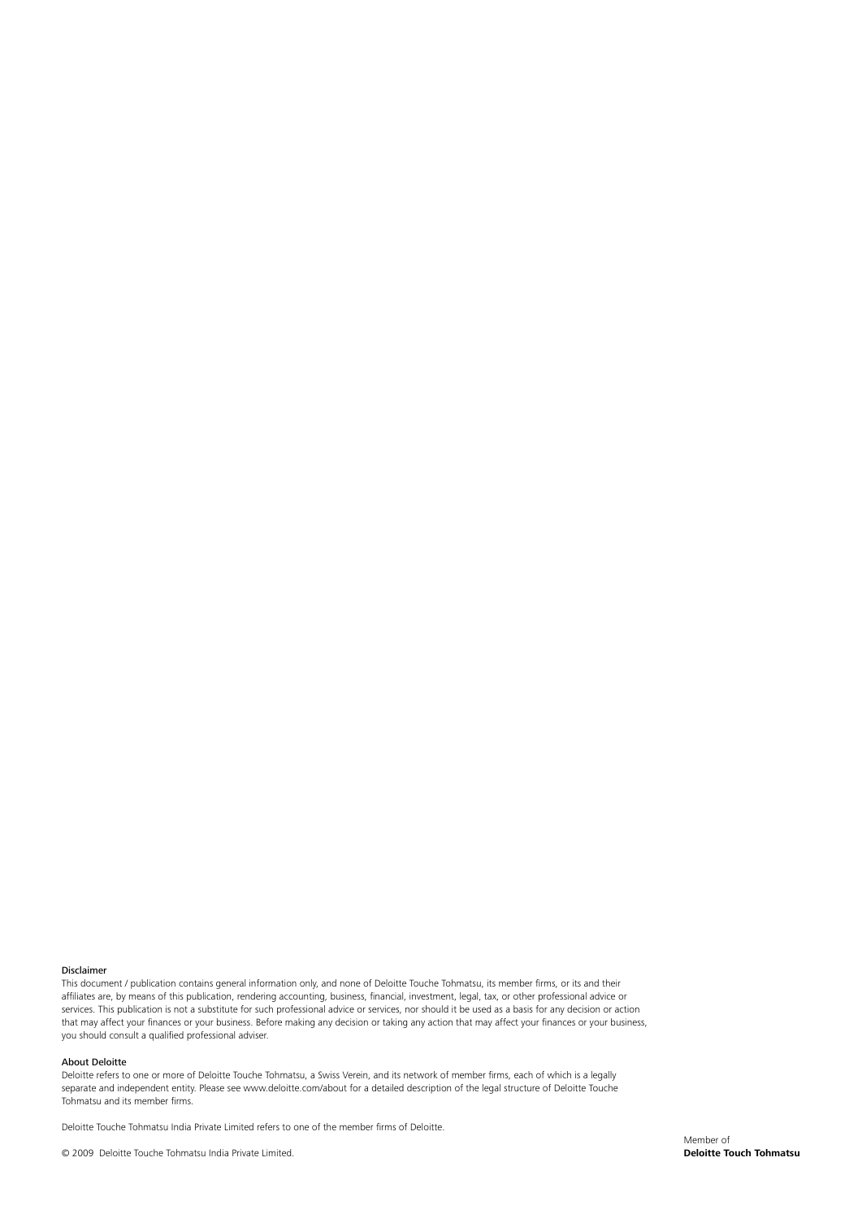### Disclaimer

This document / publication contains general information only, and none of Deloitte Touche Tohmatsu, its member firms, or its and their affiliates are, by means of this publication, rendering accounting, business, financial, investment, legal, tax, or other professional advice or services. This publication is not a substitute for such professional advice or services, nor should it be used as a basis for any decision or action that may affect your finances or your business. Before making any decision or taking any action that may affect your finances or your business, you should consult a qualified professional adviser.

### About Deloitte

Deloitte refers to one or more of Deloitte Touche Tohmatsu, a Swiss Verein, and its network of member firms, each of which is a legally separate and independent entity. Please see www.deloitte.com/about for a detailed description of the legal structure of Deloitte Touche Tohmatsu and its member firms.

Deloitte Touche Tohmatsu India Private Limited refers to one of the member firms of Deloitte.

© 2009 Deloitte Touche Tohmatsu India Private Limited.

Member of
**Deloitte Touch Tohmatsu**